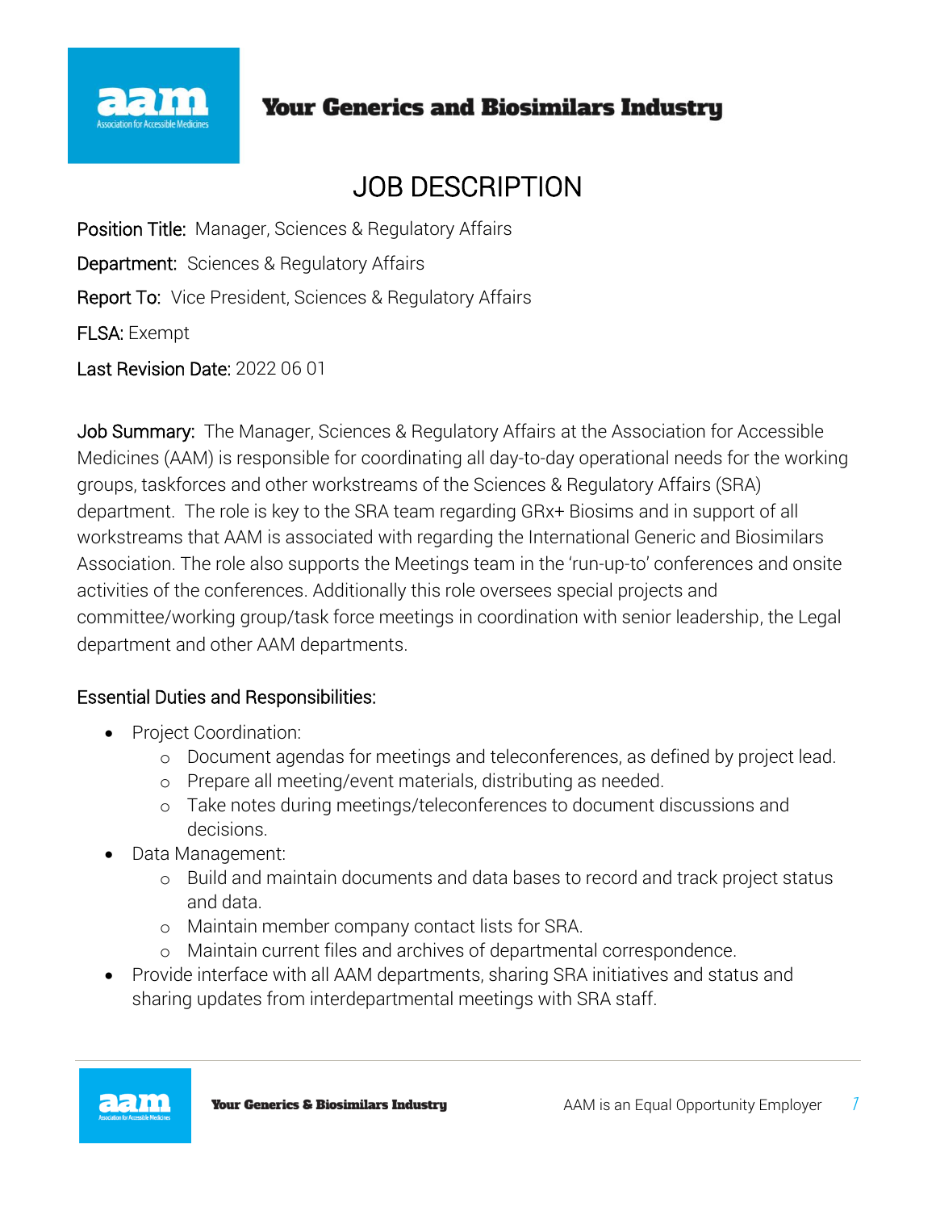**Your Generics and Biosimilars Industry**

# JOB DESCRIPTION

Position Title: Manager, Sciences & Regulatory Affairs

Department: Sciences & Regulatory Affairs

Report To: Vice President, Sciences & Regulatory Affairs

FLSA: Exempt

Last Revision Date: 2022 06 01

Job Summary: The Manager, Sciences & Regulatory Affairs at the Association for Accessible Medicines (AAM) is responsible for coordinating all day-to-day operational needs for the working groups, taskforces and other workstreams of the Sciences & Regulatory Affairs (SRA) department. The role is key to the SRA team regarding GRx+ Biosims and in support of all workstreams that AAM is associated with regarding the International Generic and Biosimilars Association. The role also supports the Meetings team in the 'run-up-to' conferences and onsite activities of the conferences. Additionally this role oversees special projects and committee/working group/task force meetings in coordination with senior leadership, the Legal department and other AAM departments.

## Essential Duties and Responsibilities:

- Project Coordination:
  - Document agendas for meetings and teleconferences, as defined by project lead.
  - Prepare all meeting/event materials, distributing as needed.
  - Take notes during meetings/teleconferences to document discussions and decisions.
- Data Management:
  - Build and maintain documents and data bases to record and track project status and data.
  - Maintain member company contact lists for SRA.
  - Maintain current files and archives of departmental correspondence.
- Provide interface with all AAM departments, sharing SRA initiatives and status and sharing updates from interdepartmental meetings with SRA staff.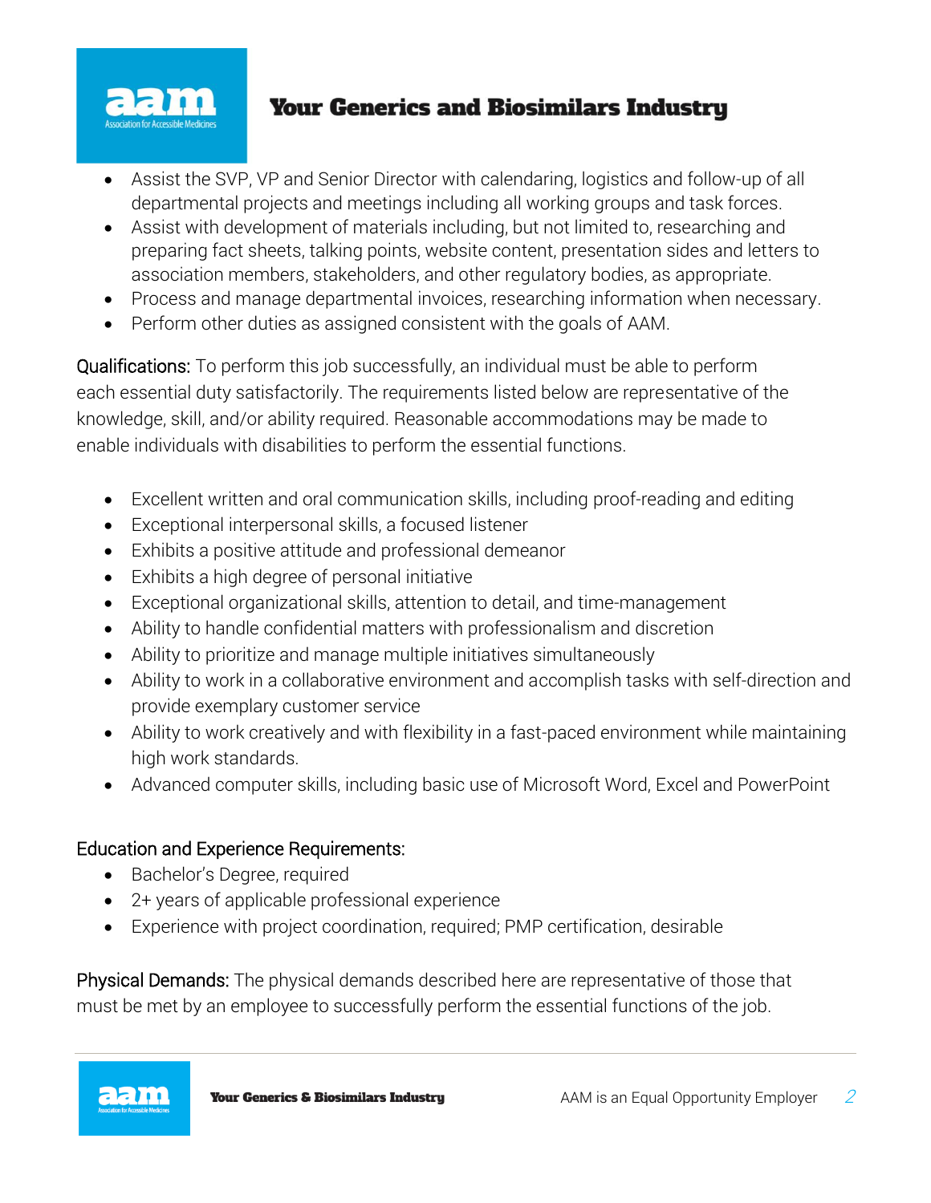- Assist the SVP, VP and Senior Director with calendaring, logistics and follow-up of all departmental projects and meetings including all working groups and task forces.
- Assist with development of materials including, but not limited to, researching and preparing fact sheets, talking points, website content, presentation sides and letters to association members, stakeholders, and other regulatory bodies, as appropriate.
- Process and manage departmental invoices, researching information when necessary.
- Perform other duties as assigned consistent with the goals of AAM.

Qualifications: To perform this job successfully, an individual must be able to perform each essential duty satisfactorily. The requirements listed below are representative of the knowledge, skill, and/or ability required. Reasonable accommodations may be made to enable individuals with disabilities to perform the essential functions.

- Excellent written and oral communication skills, including proof-reading and editing
- Exceptional interpersonal skills, a focused listener
- Exhibits a positive attitude and professional demeanor
- Exhibits a high degree of personal initiative
- Exceptional organizational skills, attention to detail, and time-management
- Ability to handle confidential matters with professionalism and discretion
- Ability to prioritize and manage multiple initiatives simultaneously
- Ability to work in a collaborative environment and accomplish tasks with self-direction and provide exemplary customer service
- Ability to work creatively and with flexibility in a fast-paced environment while maintaining high work standards.
- Advanced computer skills, including basic use of Microsoft Word, Excel and PowerPoint

Education and Experience Requirements:

- Bachelor's Degree, required
- 2+ years of applicable professional experience
- Experience with project coordination, required; PMP certification, desirable

Physical Demands: The physical demands described here are representative of those that must be met by an employee to successfully perform the essential functions of the job.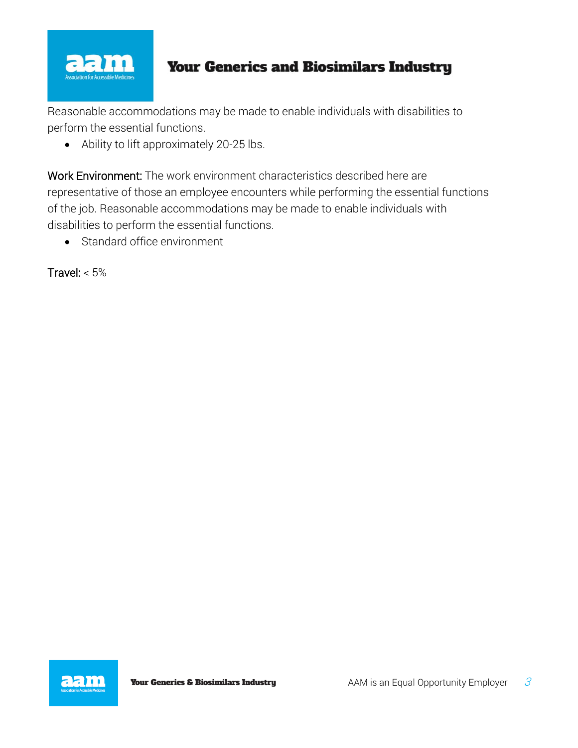Reasonable accommodations may be made to enable individuals with disabilities to perform the essential functions.

- Ability to lift approximately 20-25 lbs.

Work Environment: The work environment characteristics described here are representative of those an employee encounters while performing the essential functions of the job. Reasonable accommodations may be made to enable individuals with disabilities to perform the essential functions.

- Standard office environment

Travel: < 5%